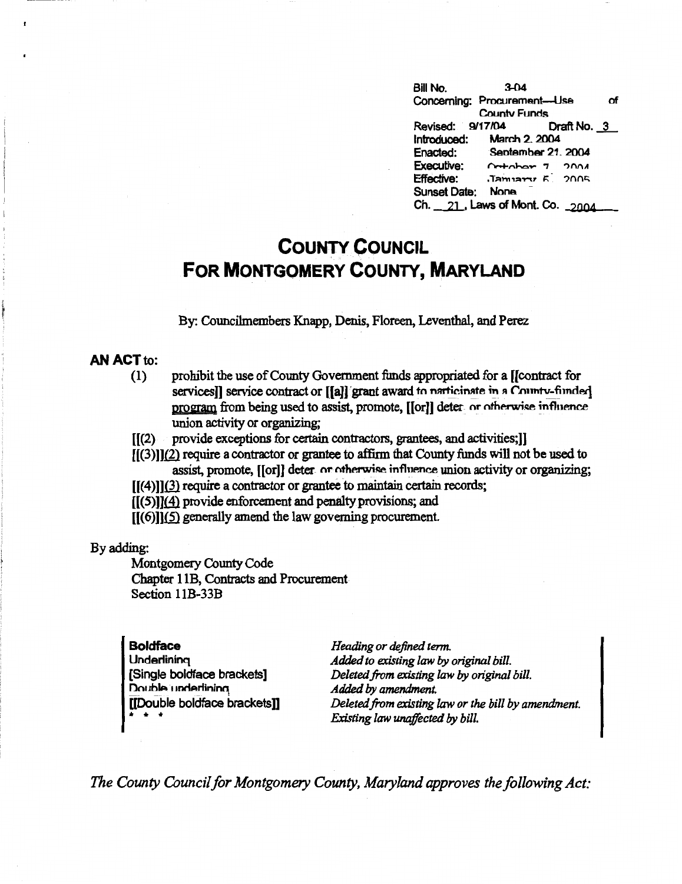| | |
|---|---|
| Bill No. | 3-04 |
| Concerning: | Procurement—Use of County Funds |
| Revised: 9/17/04 | Draft No. 3 |
| Introduced: | March 2, 2004 |
| Enacted: | September 21, 2004 |
| Executive: | October 7, 2004 |
| Effective: | January 5, 2005 |
| Sunset Date: | None |
| Ch. 21, Laws of Mont. Co. 2004 | |

# COUNTY COUNCIL FOR MONTGOMERY COUNTY, MARYLAND

By: Councilmembers Knapp, Denis, Floreen, Leventhal, and Perez

**AN ACT** to:

(1) prohibit the use of County Government funds appropriated for a [[contract for services]] service contract or [[a]] grant award to participate in a County-funded program from being used to assist, promote, [[or]] deter or otherwise influence union activity or organizing;

[[(2) provide exceptions for certain contractors, grantees, and activities;]]

[[(3)]](2) require a contractor or grantee to affirm that County funds will not be used to assist, promote, [[or]] deter or otherwise influence union activity or organizing;

[[(4)]](3) require a contractor or grantee to maintain certain records;

[[(5)]](4) provide enforcement and penalty provisions; and

[[(6)]](5) generally amend the law governing procurement.

By adding:

Montgomery County Code
Chapter 11B, Contracts and Procurement
Section 11B-33B

| | |
|---|---|
| **Boldface** | *Heading or defined term.* |
| Underlining | *Added to existing law by original bill.* |
| [Single boldface brackets] | *Deleted from existing law by original bill.* |
| Double underlining | *Added by amendment.* |
| [[Double boldface brackets]] | *Deleted from existing law or the bill by amendment.* |
| * * * | *Existing law unaffected by bill.* |

*The County Council for Montgomery County, Maryland approves the following Act:*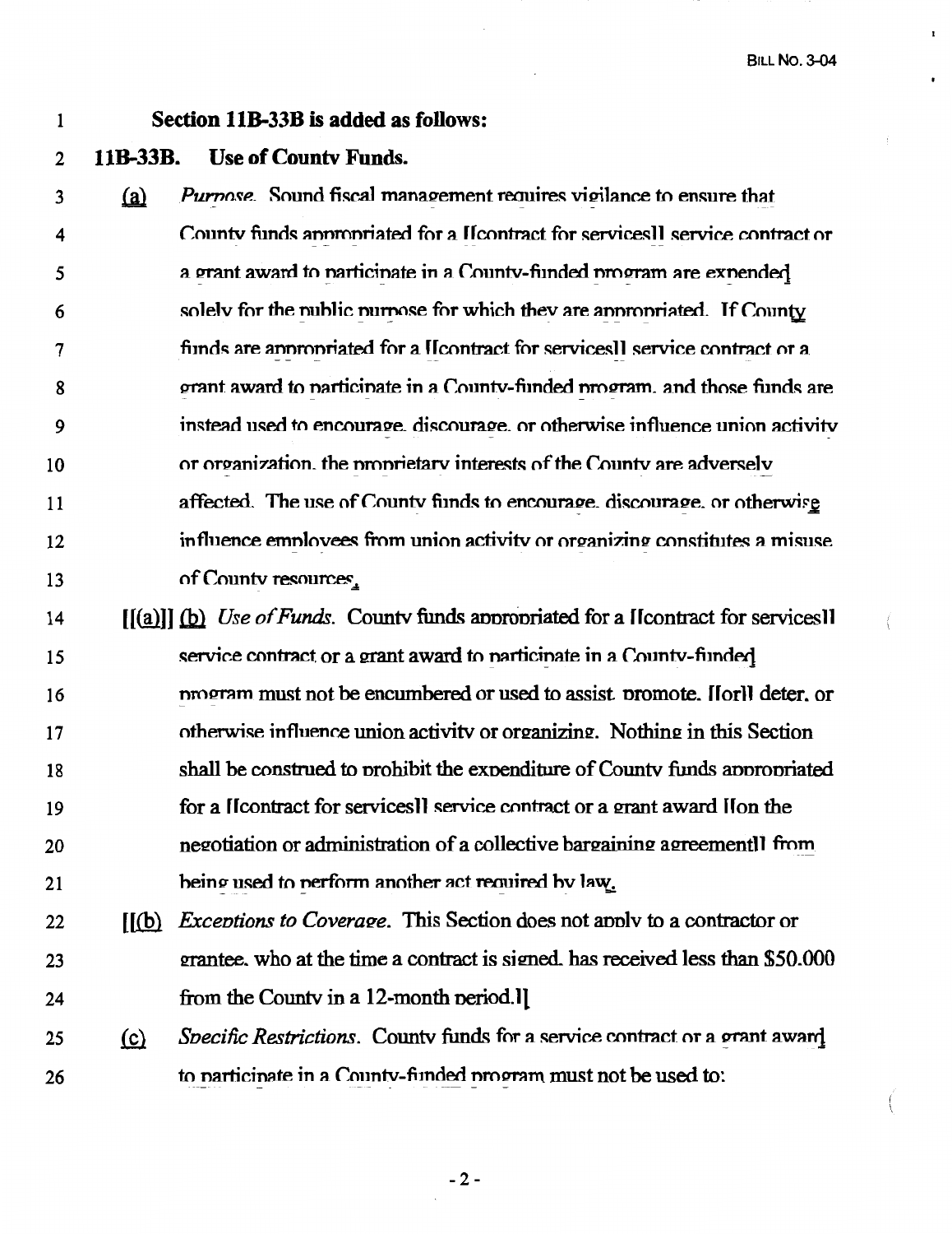**Section 11B-33B is added as follows:**

**11B-33B. Use of County Funds.**

(a) *Purpose.* Sound fiscal management requires vigilance to ensure that County funds appropriated for a [[contract for services]] service contract or a grant award to participate in a County-funded program are expended solely for the public purpose for which they are appropriated. If County funds are appropriated for a [[contract for services]] service contract or a grant award to participate in a County-funded program, and those funds are instead used to encourage, discourage, or otherwise influence union activity or organization, the proprietary interests of the County are adversely affected. The use of County funds to encourage, discourage, or otherwise influence employees from union activity or organizing constitutes a misuse of County resources.

[[(a)]] (b) *Use of Funds.* County funds appropriated for a [[contract for services]] service contract or a grant award to participate in a County-funded program must not be encumbered or used to assist, promote, [[or]] deter, or otherwise influence union activity or organizing. Nothing in this Section shall be construed to prohibit the expenditure of County funds appropriated for a [[contract for services]] service contract or a grant award [[on the negotiation or administration of a collective bargaining agreement]] from being used to perform another act required by law.

[[(b) *Exceptions to Coverage.* This Section does not apply to a contractor or grantee, who at the time a contract is signed, has received less than $50,000 from the County in a 12-month period.]]

(c) *Specific Restrictions.* County funds for a service contract or a grant award to participate in a County-funded program must not be used to: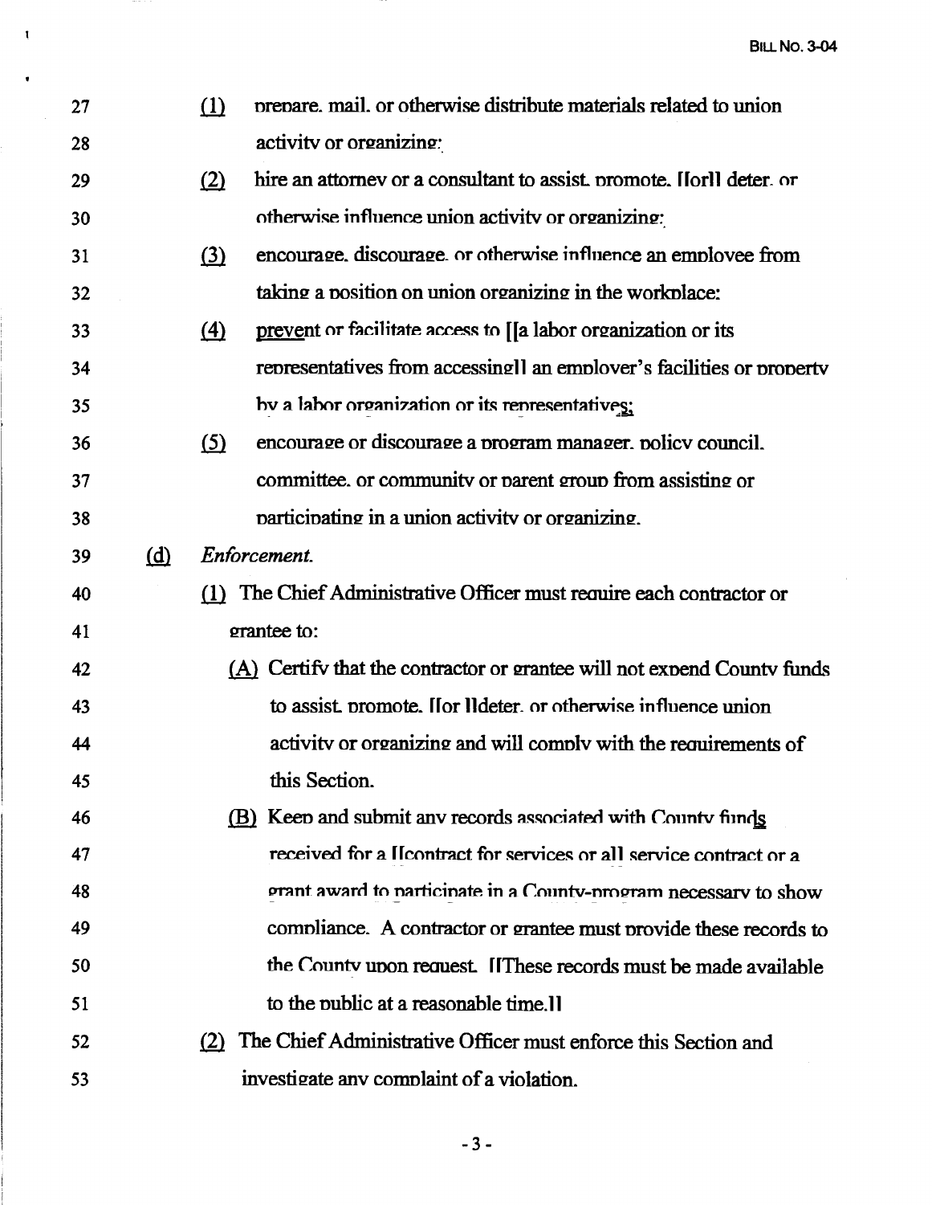27 (1) prepare, mail, or otherwise distribute materials related to union
28 activity or organizing;

29 (2) hire an attorney or a consultant to assist, promote, [[or]] deter, or
30 otherwise influence union activity or organizing;

31 (3) encourage, discourage, or otherwise influence an employee from
32 taking a position on union organizing in the workplace;

33 (4) prevent or facilitate access to [[a labor organization or its
34 representatives from accessing]] an employer's facilities or property
35 by a labor organization or its representatives;

36 (5) encourage or discourage a program manager, policy council,
37 committee, or community or parent group from assisting or
38 participating in a union activity or organizing.

39 (d) *Enforcement.*

40 (1) The Chief Administrative Officer must require each contractor or
41 grantee to:

42 (A) Certify that the contractor or grantee will not expend County funds
43 to assist, promote, [[or ]]deter, or otherwise influence union
44 activity or organizing and will comply with the requirements of
45 this Section.

46 (B) Keep and submit any records associated with County funds
47 received for a [[contract for services or a]] service contract or a
48 grant award to participate in a County-program necessary to show
49 compliance. A contractor or grantee must provide these records to
50 the County upon request. [[These records must be made available
51 to the public at a reasonable time.]]

52 (2) The Chief Administrative Officer must enforce this Section and
53 investigate any complaint of a violation.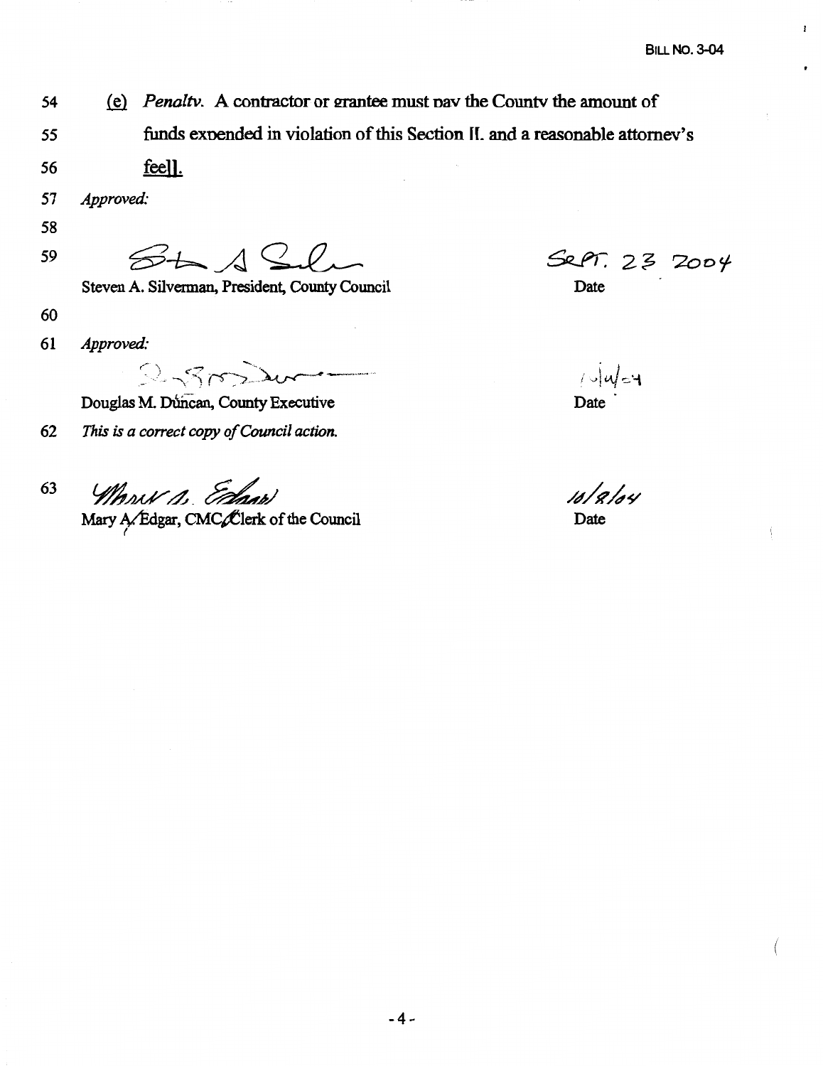54 (e) *Penalty.* A contractor or grantee must pay the County the amount of

55 funds expended in violation of this Section II. and a reasonable attorney's

56 fee]].

57 *Approved:*

58

59

Steven A. Silverman, President, County Council — Sept. 23 2004 Date

60

61 *Approved:*

Douglas M. Duncan, County Executive — 10/4/04 Date

62 *This is a correct copy of Council action.*

63

Mary A. Edgar, CMC, Clerk of the Council — 10/8/04 Date